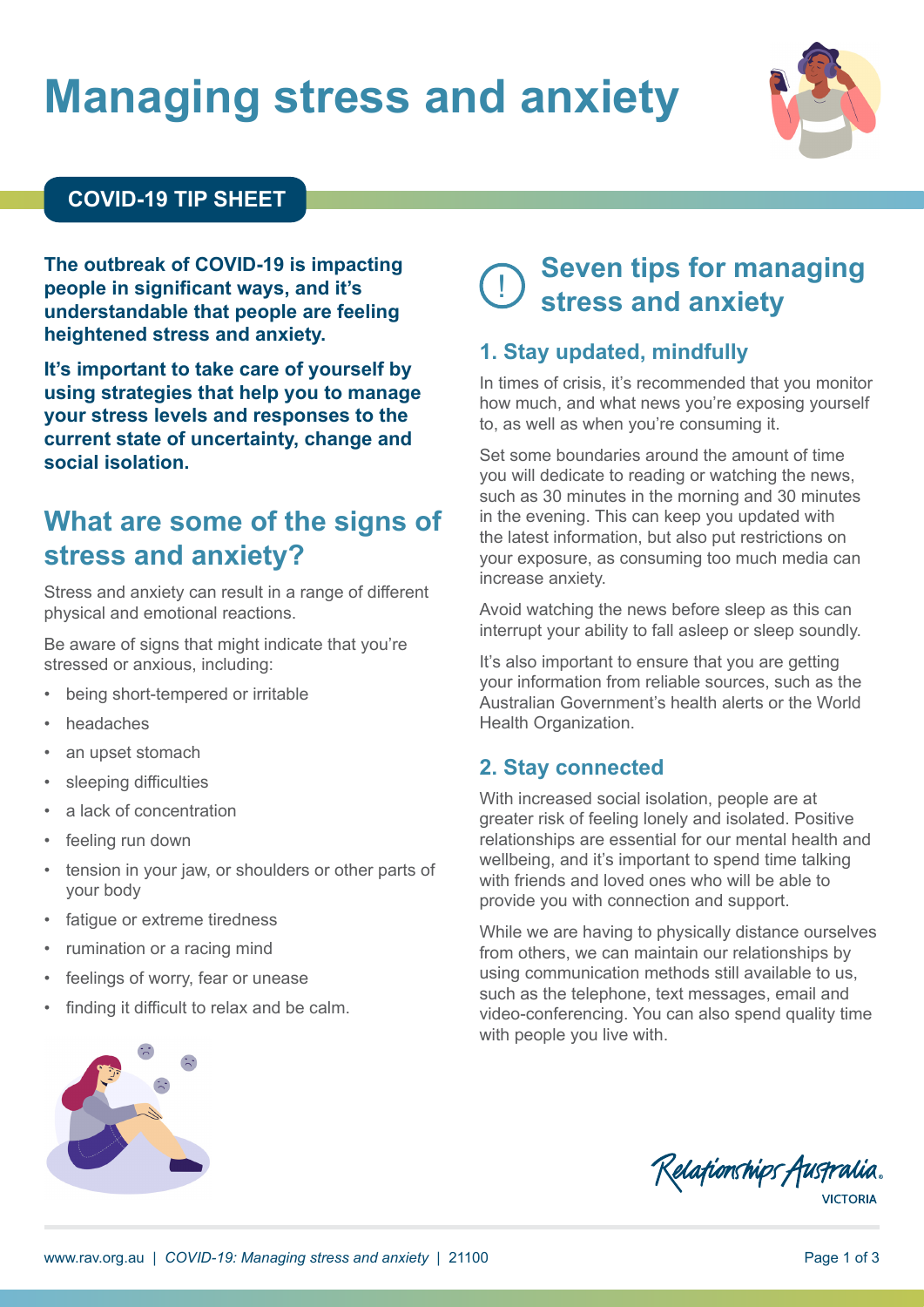# Managing stress and anxiety

**COVID-19 TIP SHEET**

**The outbreak of COVID-19 is impacting people in significant ways, and it's understandable that people are feeling heightened stress and anxiety.**

**It's important to take care of yourself by using strategies that help you to manage your stress levels and responses to the current state of uncertainty, change and social isolation.**

## What are some of the signs of stress and anxiety?

Stress and anxiety can result in a range of different physical and emotional reactions.

Be aware of signs that might indicate that you're stressed or anxious, including:

- being short-tempered or irritable
- headaches
- an upset stomach
- sleeping difficulties
- a lack of concentration
- feeling run down
- tension in your jaw, or shoulders or other parts of your body
- fatigue or extreme tiredness
- rumination or a racing mind
- feelings of worry, fear or unease
- finding it difficult to relax and be calm.

## Seven tips for managing stress and anxiety

### 1. Stay updated, mindfully

In times of crisis, it's recommended that you monitor how much, and what news you're exposing yourself to, as well as when you're consuming it.

Set some boundaries around the amount of time you will dedicate to reading or watching the news, such as 30 minutes in the morning and 30 minutes in the evening. This can keep you updated with the latest information, but also put restrictions on your exposure, as consuming too much media can increase anxiety.

Avoid watching the news before sleep as this can interrupt your ability to fall asleep or sleep soundly.

It's also important to ensure that you are getting your information from reliable sources, such as the Australian Government's health alerts or the World Health Organization.

### 2. Stay connected

With increased social isolation, people are at greater risk of feeling lonely and isolated. Positive relationships are essential for our mental health and wellbeing, and it's important to spend time talking with friends and loved ones who will be able to provide you with connection and support.

While we are having to physically distance ourselves from others, we can maintain our relationships by using communication methods still available to us, such as the telephone, text messages, email and video-conferencing. You can also spend quality time with people you live with.

Relationships Australia VICTORIA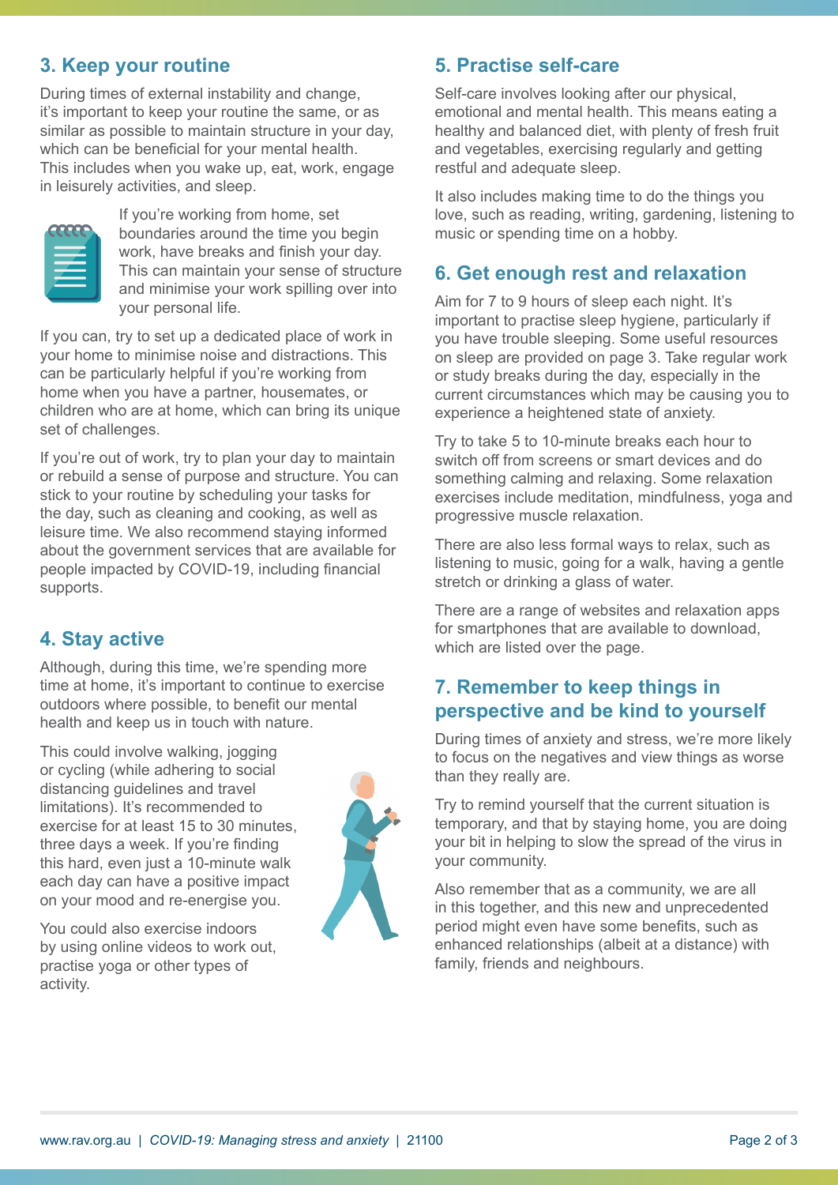## 3. Keep your routine

During times of external instability and change, it's important to keep your routine the same, or as similar as possible to maintain structure in your day, which can be beneficial for your mental health. This includes when you wake up, eat, work, engage in leisurely activities, and sleep.

If you're working from home, set boundaries around the time you begin work, have breaks and finish your day. This can maintain your sense of structure and minimise your work spilling over into your personal life.

If you can, try to set up a dedicated place of work in your home to minimise noise and distractions. This can be particularly helpful if you're working from home when you have a partner, housemates, or children who are at home, which can bring its unique set of challenges.

If you're out of work, try to plan your day to maintain or rebuild a sense of purpose and structure. You can stick to your routine by scheduling your tasks for the day, such as cleaning and cooking, as well as leisure time. We also recommend staying informed about the government services that are available for people impacted by COVID-19, including financial supports.

## 4. Stay active

Although, during this time, we're spending more time at home, it's important to continue to exercise outdoors where possible, to benefit our mental health and keep us in touch with nature.

This could involve walking, jogging or cycling (while adhering to social distancing guidelines and travel limitations). It's recommended to exercise for at least 15 to 30 minutes, three days a week. If you're finding this hard, even just a 10-minute walk each day can have a positive impact on your mood and re-energise you.

You could also exercise indoors by using online videos to work out, practise yoga or other types of activity.

## 5. Practise self-care

Self-care involves looking after our physical, emotional and mental health. This means eating a healthy and balanced diet, with plenty of fresh fruit and vegetables, exercising regularly and getting restful and adequate sleep.

It also includes making time to do the things you love, such as reading, writing, gardening, listening to music or spending time on a hobby.

## 6. Get enough rest and relaxation

Aim for 7 to 9 hours of sleep each night. It's important to practise sleep hygiene, particularly if you have trouble sleeping. Some useful resources on sleep are provided on page 3. Take regular work or study breaks during the day, especially in the current circumstances which may be causing you to experience a heightened state of anxiety.

Try to take 5 to 10-minute breaks each hour to switch off from screens or smart devices and do something calming and relaxing. Some relaxation exercises include meditation, mindfulness, yoga and progressive muscle relaxation.

There are also less formal ways to relax, such as listening to music, going for a walk, having a gentle stretch or drinking a glass of water.

There are a range of websites and relaxation apps for smartphones that are available to download, which are listed over the page.

## 7. Remember to keep things in perspective and be kind to yourself

During times of anxiety and stress, we're more likely to focus on the negatives and view things as worse than they really are.

Try to remind yourself that the current situation is temporary, and that by staying home, you are doing your bit in helping to slow the spread of the virus in your community.

Also remember that as a community, we are all in this together, and this new and unprecedented period might even have some benefits, such as enhanced relationships (albeit at a distance) with family, friends and neighbours.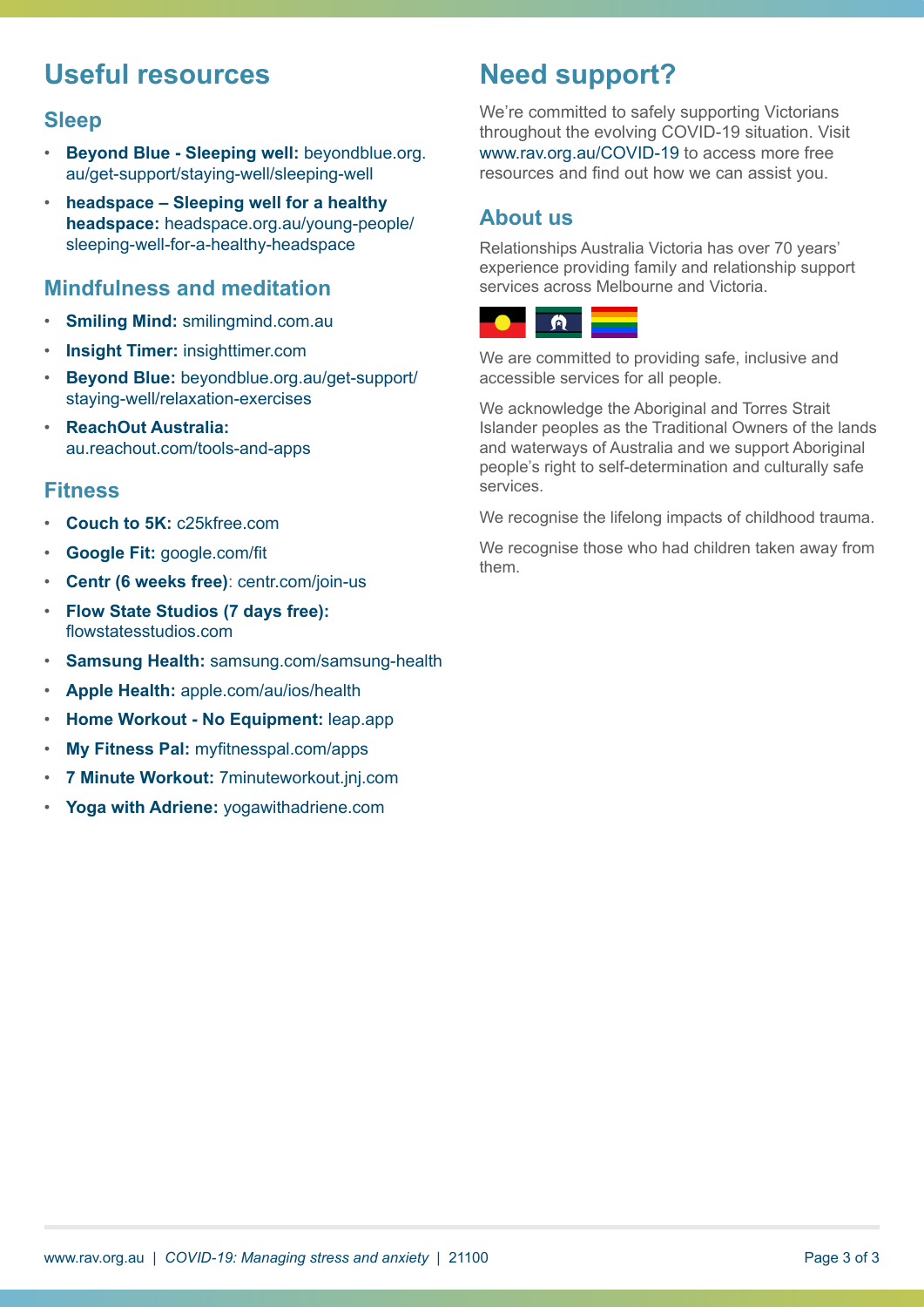## Useful resources

### Sleep

- **Beyond Blue - Sleeping well:** beyondblue.org.au/get-support/staying-well/sleeping-well
- **headspace – Sleeping well for a healthy headspace:** headspace.org.au/young-people/sleeping-well-for-a-healthy-headspace

### Mindfulness and meditation

- **Smiling Mind:** smilingmind.com.au
- **Insight Timer:** insighttimer.com
- **Beyond Blue:** beyondblue.org.au/get-support/staying-well/relaxation-exercises
- **ReachOut Australia:** au.reachout.com/tools-and-apps

### Fitness

- **Couch to 5K:** c25kfree.com
- **Google Fit:** google.com/fit
- **Centr (6 weeks free)**: centr.com/join-us
- **Flow State Studios (7 days free):** flowstatesstudios.com
- **Samsung Health:** samsung.com/samsung-health
- **Apple Health:** apple.com/au/ios/health
- **Home Workout - No Equipment:** leap.app
- **My Fitness Pal:** myfitnesspal.com/apps
- **7 Minute Workout:** 7minuteworkout.jnj.com
- **Yoga with Adriene:** yogawithadriene.com

## Need support?

We're committed to safely supporting Victorians throughout the evolving COVID-19 situation. Visit www.rav.org.au/COVID-19 to access more free resources and find out how we can assist you.

### About us

Relationships Australia Victoria has over 70 years' experience providing family and relationship support services across Melbourne and Victoria.

We are committed to providing safe, inclusive and accessible services for all people.

We acknowledge the Aboriginal and Torres Strait Islander peoples as the Traditional Owners of the lands and waterways of Australia and we support Aboriginal people's right to self-determination and culturally safe services.

We recognise the lifelong impacts of childhood trauma.

We recognise those who had children taken away from them.

www.rav.org.au | *COVID-19: Managing stress and anxiety* | 21100